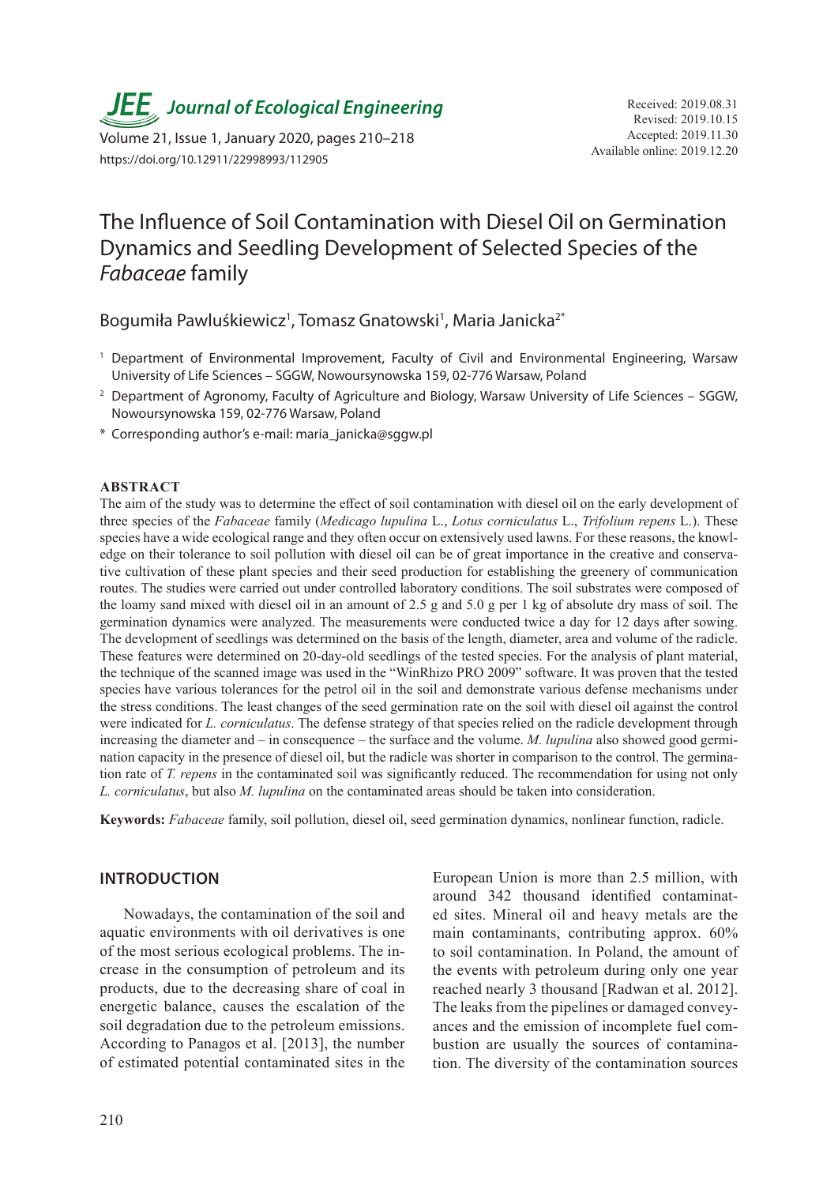# The Influence of Soil Contamination with Diesel Oil on Germination Dynamics and Seedling Development of Selected Species of the *Fabaceae* family

Bogumiła Pawluśkiewicz[1], Tomasz Gnatowski[1], Maria Janicka[2*]

[1] Department of Environmental Improvement, Faculty of Civil and Environmental Engineering, Warsaw University of Life Sciences – SGGW, Nowoursynowska 159, 02-776 Warsaw, Poland

[2] Department of Agronomy, Faculty of Agriculture and Biology, Warsaw University of Life Sciences – SGGW, Nowoursynowska 159, 02-776 Warsaw, Poland

\* Corresponding author's e-mail: maria_janicka@sggw.pl

Received: 2019.08.31
Revised: 2019.10.15
Accepted: 2019.11.30
Available online: 2019.12.20

https://doi.org/10.12911/22998993/112905

## ABSTRACT

The aim of the study was to determine the effect of soil contamination with diesel oil on the early development of three species of the *Fabaceae* family (*Medicago lupulina* L., *Lotus corniculatus* L., *Trifolium repens* L.). These species have a wide ecological range and they often occur on extensively used lawns. For these reasons, the knowledge on their tolerance to soil pollution with diesel oil can be of great importance in the creative and conservative cultivation of these plant species and their seed production for establishing the greenery of communication routes. The studies were carried out under controlled laboratory conditions. The soil substrates were composed of the loamy sand mixed with diesel oil in an amount of 2.5 g and 5.0 g per 1 kg of absolute dry mass of soil. The germination dynamics were analyzed. The measurements were conducted twice a day for 12 days after sowing. The development of seedlings was determined on the basis of the length, diameter, area and volume of the radicle. These features were determined on 20-day-old seedlings of the tested species. For the analysis of plant material, the technique of the scanned image was used in the "WinRhizo PRO 2009" software. It was proven that the tested species have various tolerances for the petrol oil in the soil and demonstrate various defense mechanisms under the stress conditions. The least changes of the seed germination rate on the soil with diesel oil against the control were indicated for *L. corniculatus*. The defense strategy of that species relied on the radicle development through increasing the diameter and – in consequence – the surface and the volume. *M. lupulina* also showed good germination capacity in the presence of diesel oil, but the radicle was shorter in comparison to the control. The germination rate of *T. repens* in the contaminated soil was significantly reduced. The recommendation for using not only *L. corniculatus*, but also *M. lupulina* on the contaminated areas should be taken into consideration.

**Keywords:** *Fabaceae* family, soil pollution, diesel oil, seed germination dynamics, nonlinear function, radicle.

## INTRODUCTION

Nowadays, the contamination of the soil and aquatic environments with oil derivatives is one of the most serious ecological problems. The increase in the consumption of petroleum and its products, due to the decreasing share of coal in energetic balance, causes the escalation of the soil degradation due to the petroleum emissions. According to Panagos et al. [2013], the number of estimated potential contaminated sites in the European Union is more than 2.5 million, with around 342 thousand identified contaminated sites. Mineral oil and heavy metals are the main contaminants, contributing approx. 60% to soil contamination. In Poland, the amount of the events with petroleum during only one year reached nearly 3 thousand [Radwan et al. 2012]. The leaks from the pipelines or damaged conveyances and the emission of incomplete fuel combustion are usually the sources of contamination. The diversity of the contamination sources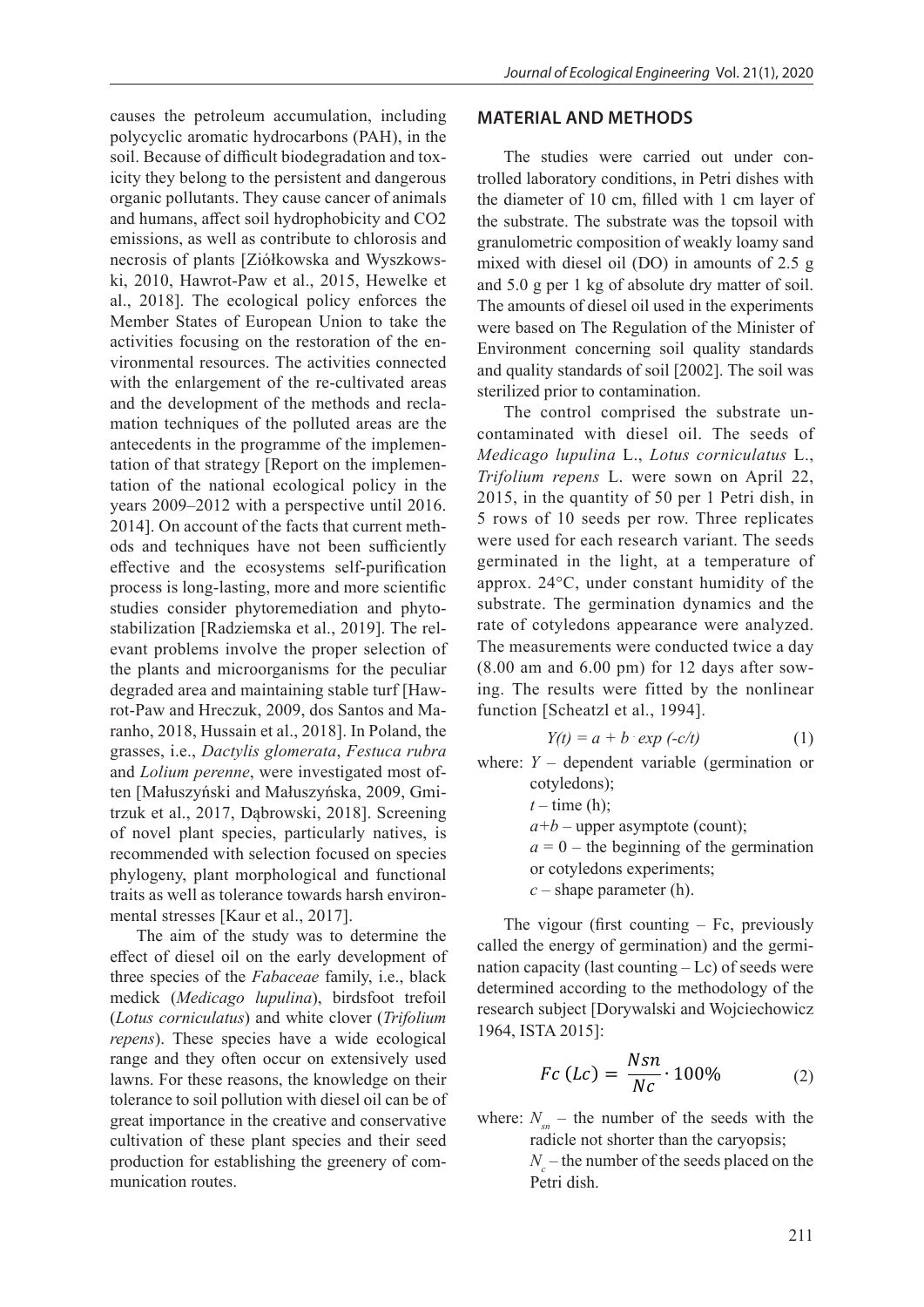causes the petroleum accumulation, including polycyclic aromatic hydrocarbons (PAH), in the soil. Because of difficult biodegradation and toxicity they belong to the persistent and dangerous organic pollutants. They cause cancer of animals and humans, affect soil hydrophobicity and CO2 emissions, as well as contribute to chlorosis and necrosis of plants [Ziółkowska and Wyszkowski, 2010, Hawrot-Paw et al., 2015, Hewelke et al., 2018]. The ecological policy enforces the Member States of European Union to take the activities focusing on the restoration of the environmental resources. The activities connected with the enlargement of the re-cultivated areas and the development of the methods and reclamation techniques of the polluted areas are the antecedents in the programme of the implementation of that strategy [Report on the implementation of the national ecological policy in the years 2009–2012 with a perspective until 2016. 2014]. On account of the facts that current methods and techniques have not been sufficiently effective and the ecosystems self-purification process is long-lasting, more and more scientific studies consider phytoremediation and phytostabilization [Radziemska et al., 2019]. The relevant problems involve the proper selection of the plants and microorganisms for the peculiar degraded area and maintaining stable turf [Hawrot-Paw and Hreczuk, 2009, dos Santos and Maranho, 2018, Hussain et al., 2018]. In Poland, the grasses, i.e., *Dactylis glomerata*, *Festuca rubra* and *Lolium perenne*, were investigated most often [Małuszyński and Małuszyńska, 2009, Gmitrzuk et al., 2017, Dąbrowski, 2018]. Screening of novel plant species, particularly natives, is recommended with selection focused on species phylogeny, plant morphological and functional traits as well as tolerance towards harsh environmental stresses [Kaur et al., 2017].

The aim of the study was to determine the effect of diesel oil on the early development of three species of the *Fabaceae* family, i.e., black medick (*Medicago lupulina*), birdsfoot trefoil (*Lotus corniculatus*) and white clover (*Trifolium repens*). These species have a wide ecological range and they often occur on extensively used lawns. For these reasons, the knowledge on their tolerance to soil pollution with diesel oil can be of great importance in the creative and conservative cultivation of these plant species and their seed production for establishing the greenery of communication routes.

## MATERIAL AND METHODS

The studies were carried out under controlled laboratory conditions, in Petri dishes with the diameter of 10 cm, filled with 1 cm layer of the substrate. The substrate was the topsoil with granulometric composition of weakly loamy sand mixed with diesel oil (DO) in amounts of 2.5 g and 5.0 g per 1 kg of absolute dry matter of soil. The amounts of diesel oil used in the experiments were based on The Regulation of the Minister of Environment concerning soil quality standards and quality standards of soil [2002]. The soil was sterilized prior to contamination.

The control comprised the substrate uncontaminated with diesel oil. The seeds of *Medicago lupulina* L., *Lotus corniculatus* L., *Trifolium repens* L. were sown on April 22, 2015, in the quantity of 50 per 1 Petri dish, in 5 rows of 10 seeds per row. Three replicates were used for each research variant. The seeds germinated in the light, at a temperature of approx. 24°C, under constant humidity of the substrate. The germination dynamics and the rate of cotyledons appearance were analyzed. The measurements were conducted twice a day (8.00 am and 6.00 pm) for 12 days after sowing. The results were fitted by the nonlinear function [Scheatzl et al., 1994].

$$Y(t) = a + b \cdot exp\,(-c/t) \tag{1}$$

where: $Y$ – dependent variable (germination or cotyledons);
$t$ – time (h);
$a+b$ – upper asymptote (count);
$a = 0$ – the beginning of the germination or cotyledons experiments;
$c$ – shape parameter (h).

The vigour (first counting – Fc, previously called the energy of germination) and the germination capacity (last counting – Lc) of seeds were determined according to the methodology of the research subject [Dorywalski and Wojciechowicz 1964, ISTA 2015]:

$$Fc\,(Lc) = \frac{Nsn}{Nc} \cdot 100\% \tag{2}$$

where: $N_{sn}$ – the number of the seeds with the radicle not shorter than the caryopsis;
$N_c$ – the number of the seeds placed on the Petri dish.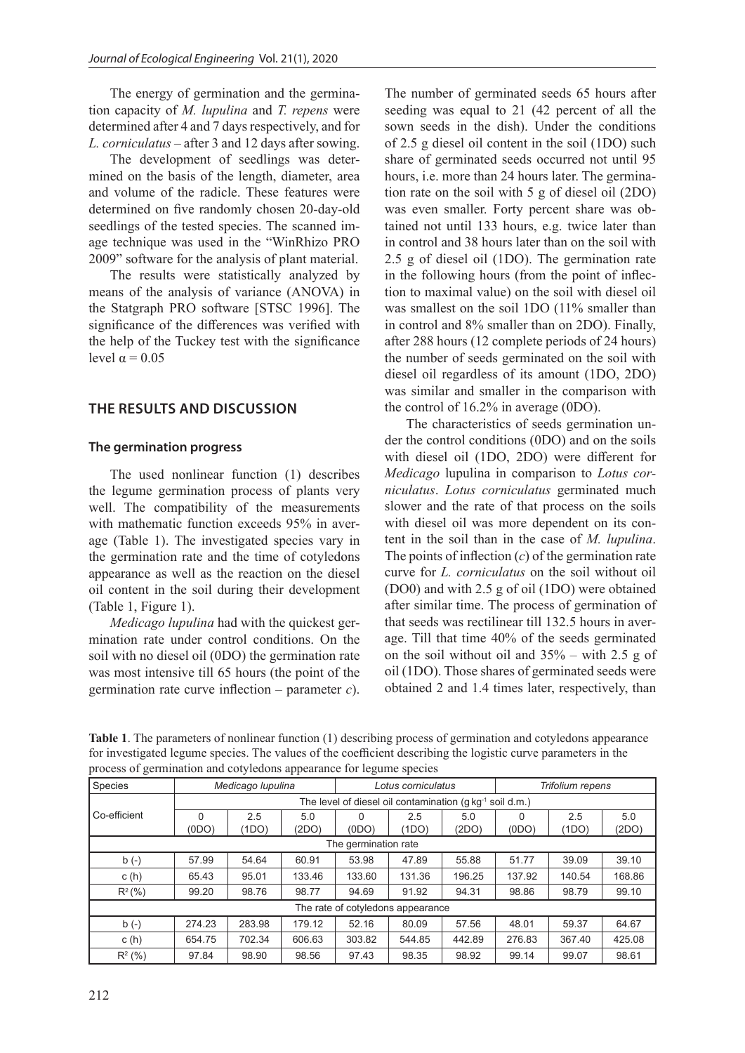The energy of germination and the germination capacity of *M. lupulina* and *T. repens* were determined after 4 and 7 days respectively, and for *L. corniculatus* – after 3 and 12 days after sowing.

The development of seedlings was determined on the basis of the length, diameter, area and volume of the radicle. These features were determined on five randomly chosen 20-day-old seedlings of the tested species. The scanned image technique was used in the "WinRhizo PRO 2009" software for the analysis of plant material.

The results were statistically analyzed by means of the analysis of variance (ANOVA) in the Statgraph PRO software [STSC 1996]. The significance of the differences was verified with the help of the Tuckey test with the significance level $\alpha = 0.05$

## THE RESULTS AND DISCUSSION

### The germination progress

The used nonlinear function (1) describes the legume germination process of plants very well. The compatibility of the measurements with mathematic function exceeds 95% in average (Table 1). The investigated species vary in the germination rate and the time of cotyledons appearance as well as the reaction on the diesel oil content in the soil during their development (Table 1, Figure 1).

*Medicago lupulina* had with the quickest germination rate under control conditions. On the soil with no diesel oil (0DO) the germination rate was most intensive till 65 hours (the point of the germination rate curve inflection – parameter *c*). The number of germinated seeds 65 hours after seeding was equal to 21 (42 percent of all the sown seeds in the dish). Under the conditions of 2.5 g diesel oil content in the soil (1DO) such share of germinated seeds occurred not until 95 hours, i.e. more than 24 hours later. The germination rate on the soil with 5 g of diesel oil (2DO) was even smaller. Forty percent share was obtained not until 133 hours, e.g. twice later than in control and 38 hours later than on the soil with 2.5 g of diesel oil (1DO). The germination rate in the following hours (from the point of inflection to maximal value) on the soil with diesel oil was smallest on the soil 1DO (11% smaller than in control and 8% smaller than on 2DO). Finally, after 288 hours (12 complete periods of 24 hours) the number of seeds germinated on the soil with diesel oil regardless of its amount (1DO, 2DO) was similar and smaller in the comparison with the control of 16.2% in average (0DO).

The characteristics of seeds germination under the control conditions (0DO) and on the soils with diesel oil (1DO, 2DO) were different for *Medicago* lupulina in comparison to *Lotus corniculatus*. *Lotus corniculatus* germinated much slower and the rate of that process on the soils with diesel oil was more dependent on its content in the soil than in the case of *M. lupulina*. The points of inflection (*c*) of the germination rate curve for *L. corniculatus* on the soil without oil (DO0) and with 2.5 g of oil (1DO) were obtained after similar time. The process of germination of that seeds was rectilinear till 132.5 hours in average. Till that time 40% of the seeds germinated on the soil without oil and 35% – with 2.5 g of oil (1DO). Those shares of germinated seeds were obtained 2 and 1.4 times later, respectively, than

**Table 1**. The parameters of nonlinear function (1) describing process of germination and cotyledons appearance for investigated legume species. The values of the coefficient describing the logistic curve parameters in the process of germination and cotyledons appearance for legume species

| Species | *Medicago lupulina* | | | *Lotus corniculatus* | | | *Trifolium repens* | | |
|---|---|---|---|---|---|---|---|---|---|
| Co-efficient | The level of diesel oil contamination (g kg$^{-1}$ soil d.m.) | | | | | | | | |
| | 0 (0DO) | 2.5 (1DO) | 5.0 (2DO) | 0 (0DO) | 2.5 (1DO) | 5.0 (2DO) | 0 (0DO) | 2.5 (1DO) | 5.0 (2DO) |
| The germination rate | | | | | | | | | |
| b (-) | 57.99 | 54.64 | 60.91 | 53.98 | 47.89 | 55.88 | 51.77 | 39.09 | 39.10 |
| c (h) | 65.43 | 95.01 | 133.46 | 133.60 | 131.36 | 196.25 | 137.92 | 140.54 | 168.86 |
| $R^2$ (%) | 99.20 | 98.76 | 98.77 | 94.69 | 91.92 | 94.31 | 98.86 | 98.79 | 99.10 |
| The rate of cotyledons appearance | | | | | | | | | |
| b (-) | 274.23 | 283.98 | 179.12 | 52.16 | 80.09 | 57.56 | 48.01 | 59.37 | 64.67 |
| c (h) | 654.75 | 702.34 | 606.63 | 303.82 | 544.85 | 442.89 | 276.83 | 367.40 | 425.08 |
| $R^2$ (%) | 97.84 | 98.90 | 98.56 | 97.43 | 98.35 | 98.92 | 99.14 | 99.07 | 98.61 |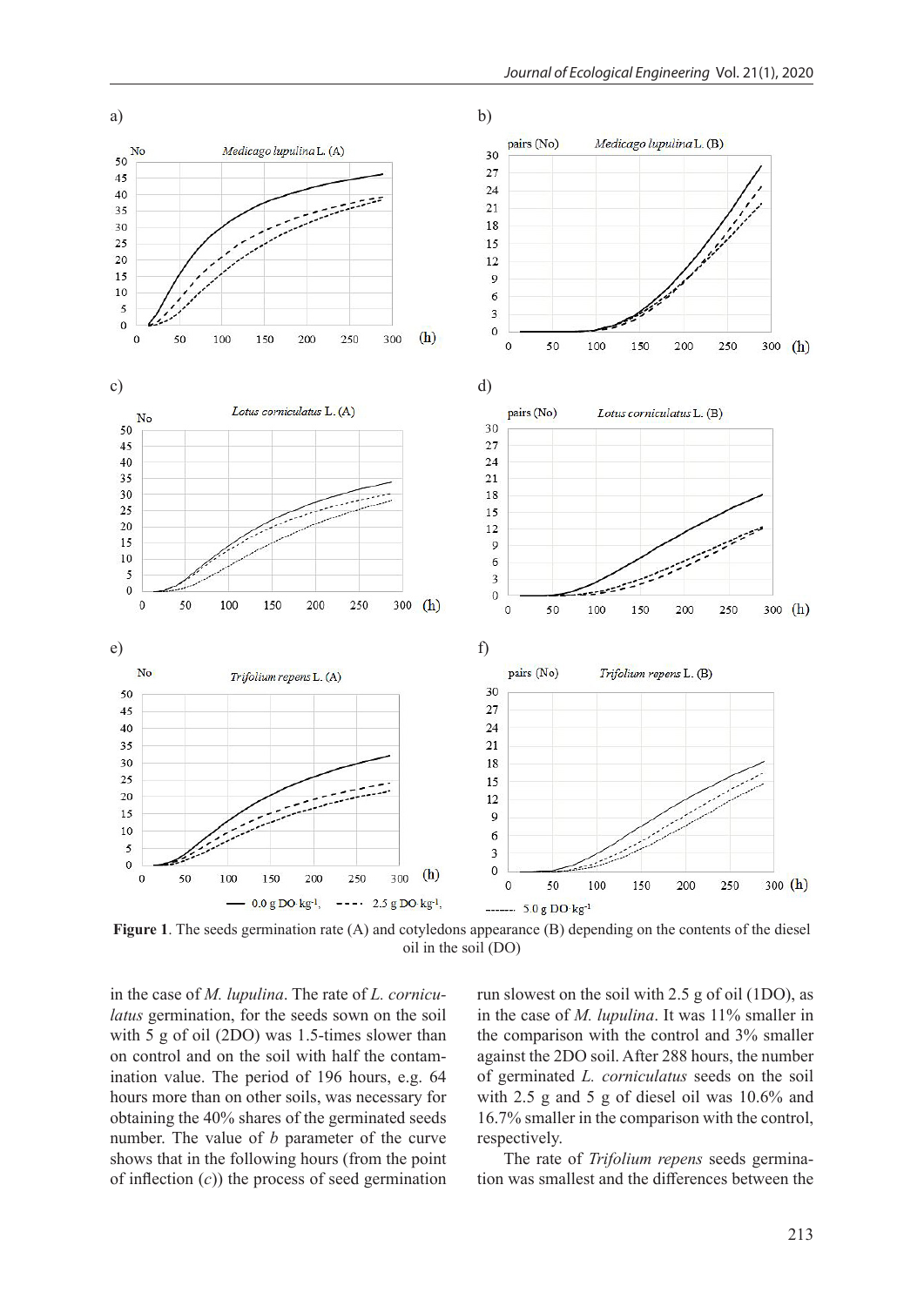**Figure 1**. The seeds germination rate (A) and cotyledons appearance (B) depending on the contents of the diesel oil in the soil (DO)

in the case of *M. lupulina*. The rate of *L. corniculatus* germination, for the seeds sown on the soil with 5 g of oil (2DO) was 1.5-times slower than on control and on the soil with half the contamination value. The period of 196 hours, e.g. 64 hours more than on other soils, was necessary for obtaining the 40% shares of the germinated seeds number. The value of *b* parameter of the curve shows that in the following hours (from the point of inflection (*c*)) the process of seed germination run slowest on the soil with 2.5 g of oil (1DO), as in the case of *M. lupulina*. It was 11% smaller in the comparison with the control and 3% smaller against the 2DO soil. After 288 hours, the number of germinated *L. corniculatus* seeds on the soil with 2.5 g and 5 g of diesel oil was 10.6% and 16.7% smaller in the comparison with the control, respectively.

The rate of *Trifolium repens* seeds germination was smallest and the differences between the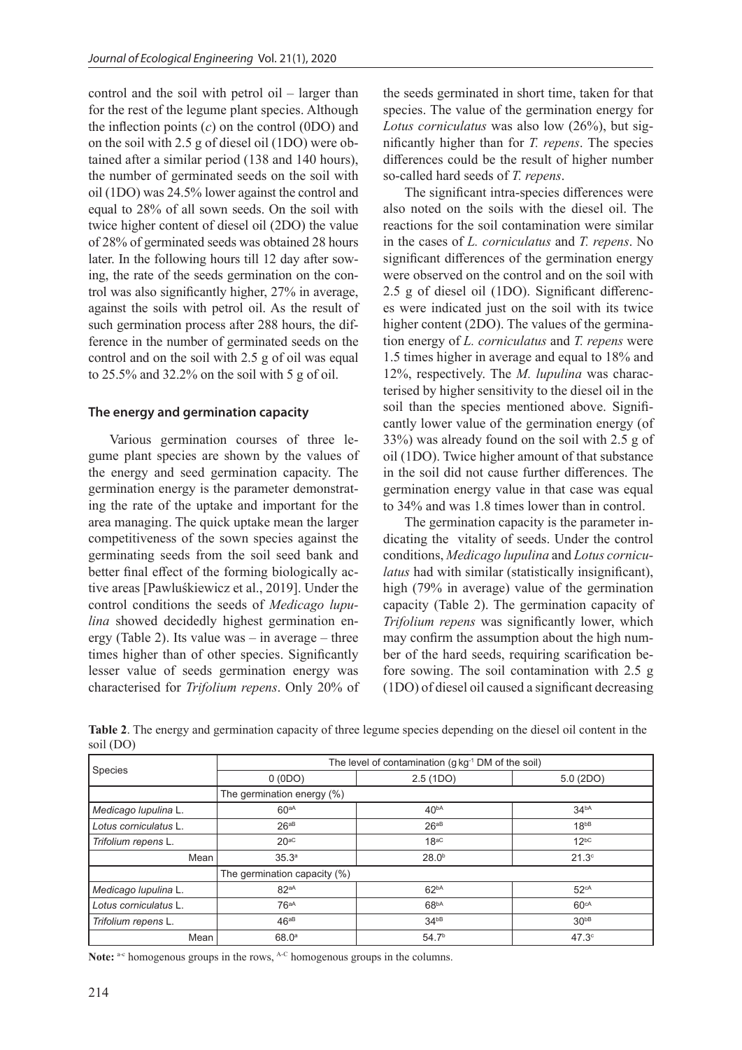control and the soil with petrol oil – larger than for the rest of the legume plant species. Although the inflection points (*c*) on the control (0DO) and on the soil with 2.5 g of diesel oil (1DO) were obtained after a similar period (138 and 140 hours), the number of germinated seeds on the soil with oil (1DO) was 24.5% lower against the control and equal to 28% of all sown seeds. On the soil with twice higher content of diesel oil (2DO) the value of 28% of germinated seeds was obtained 28 hours later. In the following hours till 12 day after sowing, the rate of the seeds germination on the control was also significantly higher, 27% in average, against the soils with petrol oil. As the result of such germination process after 288 hours, the difference in the number of germinated seeds on the control and on the soil with 2.5 g of oil was equal to 25.5% and 32.2% on the soil with 5 g of oil.

### The energy and germination capacity

Various germination courses of three legume plant species are shown by the values of the energy and seed germination capacity. The germination energy is the parameter demonstrating the rate of the uptake and important for the area managing. The quick uptake mean the larger competitiveness of the sown species against the germinating seeds from the soil seed bank and better final effect of the forming biologically active areas [Pawluśkiewicz et al., 2019]. Under the control conditions the seeds of *Medicago lupulina* showed decidedly highest germination energy (Table 2). Its value was – in average – three times higher than of other species. Significantly lesser value of seeds germination energy was characterised for *Trifolium repens*. Only 20% of the seeds germinated in short time, taken for that species. The value of the germination energy for *Lotus corniculatus* was also low (26%), but significantly higher than for *T. repens*. The species differences could be the result of higher number so-called hard seeds of *T. repens*.

The significant intra-species differences were also noted on the soils with the diesel oil. The reactions for the soil contamination were similar in the cases of *L. corniculatus* and *T. repens*. No significant differences of the germination energy were observed on the control and on the soil with 2.5 g of diesel oil (1DO). Significant differences were indicated just on the soil with its twice higher content (2DO). The values of the germination energy of *L. corniculatus* and *T. repens* were 1.5 times higher in average and equal to 18% and 12%, respectively. The *M. lupulina* was characterised by higher sensitivity to the diesel oil in the soil than the species mentioned above. Significantly lower value of the germination energy (of 33%) was already found on the soil with 2.5 g of oil (1DO). Twice higher amount of that substance in the soil did not cause further differences. The germination energy value in that case was equal to 34% and was 1.8 times lower than in control.

The germination capacity is the parameter indicating the vitality of seeds. Under the control conditions, *Medicago lupulina* and *Lotus corniculatus* had with similar (statistically insignificant), high (79% in average) value of the germination capacity (Table 2). The germination capacity of *Trifolium repens* was significantly lower, which may confirm the assumption about the high number of the hard seeds, requiring scarification before sowing. The soil contamination with 2.5 g (1DO) of diesel oil caused a significant decreasing

**Table 2**. The energy and germination capacity of three legume species depending on the diesel oil content in the soil (DO)

| Species | The level of contamination (g kg$^{-1}$ DM of the soil) | | |
|---|---|---|---|
| | 0 (0DO) | 2.5 (1DO) | 5.0 (2DO) |
| | The germination energy (%) | | |
| *Medicago lupulina* L. | $60^{aA}$ | $40^{bA}$ | $34^{bA}$ |
| *Lotus corniculatus* L. | $26^{aB}$ | $26^{aB}$ | $18^{bB}$ |
| *Trifolium repens* L. | $20^{aC}$ | $18^{aC}$ | $12^{bC}$ |
| Mean | $35.3^{a}$ | $28.0^{b}$ | $21.3^{c}$ |
| | The germination capacity (%) | | |
| *Medicago lupulina* L. | $82^{aA}$ | $62^{bA}$ | $52^{cA}$ |
| *Lotus corniculatus* L. | $76^{aA}$ | $68^{bA}$ | $60^{cA}$ |
| *Trifolium repens* L. | $46^{aB}$ | $34^{bB}$ | $30^{bB}$ |
| Mean | $68.0^{a}$ | $54.7^{b}$ | $47.3^{c}$ |

**Note:** $^{a-c}$ homogenous groups in the rows, $^{A-C}$ homogenous groups in the columns.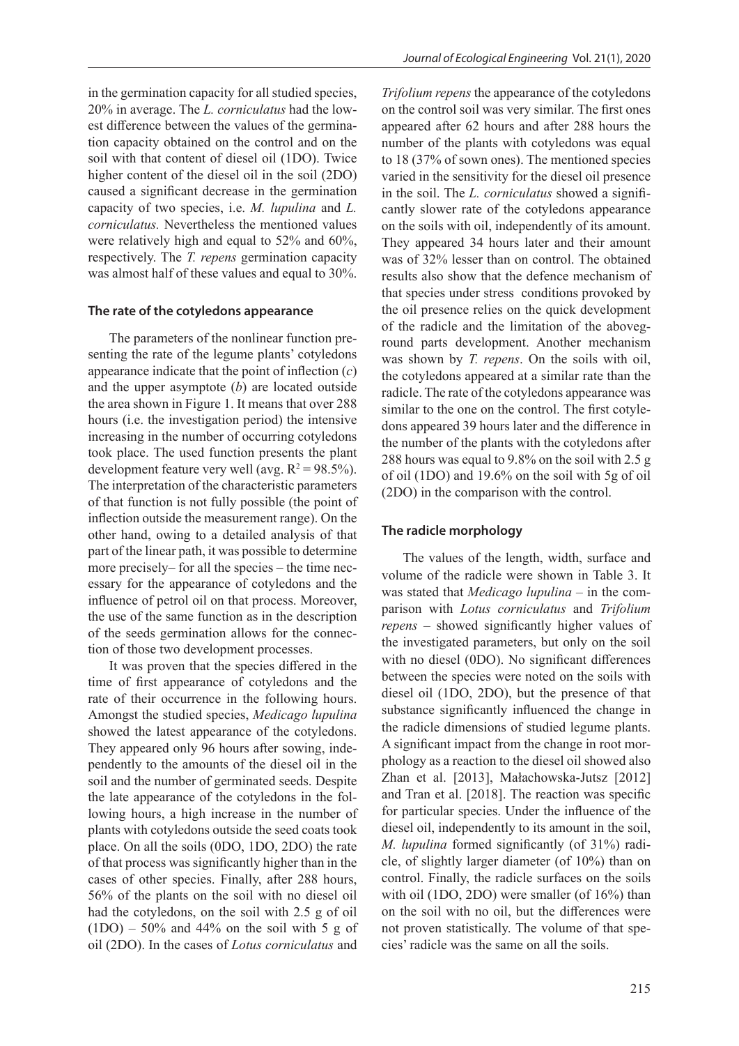in the germination capacity for all studied species, 20% in average. The *L. corniculatus* had the lowest difference between the values of the germination capacity obtained on the control and on the soil with that content of diesel oil (1DO). Twice higher content of the diesel oil in the soil (2DO) caused a significant decrease in the germination capacity of two species, i.e. *M. lupulina* and *L. corniculatus.* Nevertheless the mentioned values were relatively high and equal to 52% and 60%, respectively. The *T. repens* germination capacity was almost half of these values and equal to 30%.

### The rate of the cotyledons appearance

The parameters of the nonlinear function presenting the rate of the legume plants' cotyledons appearance indicate that the point of inflection (*c*) and the upper asymptote (*b*) are located outside the area shown in Figure 1. It means that over 288 hours (i.e. the investigation period) the intensive increasing in the number of occurring cotyledons took place. The used function presents the plant development feature very well (avg. $R^2 = 98.5\%$). The interpretation of the characteristic parameters of that function is not fully possible (the point of inflection outside the measurement range). On the other hand, owing to a detailed analysis of that part of the linear path, it was possible to determine more precisely– for all the species – the time necessary for the appearance of cotyledons and the influence of petrol oil on that process. Moreover, the use of the same function as in the description of the seeds germination allows for the connection of those two development processes.

It was proven that the species differed in the time of first appearance of cotyledons and the rate of their occurrence in the following hours. Amongst the studied species, *Medicago lupulina* showed the latest appearance of the cotyledons. They appeared only 96 hours after sowing, independently to the amounts of the diesel oil in the soil and the number of germinated seeds. Despite the late appearance of the cotyledons in the following hours, a high increase in the number of plants with cotyledons outside the seed coats took place. On all the soils (0DO, 1DO, 2DO) the rate of that process was significantly higher than in the cases of other species. Finally, after 288 hours, 56% of the plants on the soil with no diesel oil had the cotyledons, on the soil with 2.5 g of oil (1DO) – 50% and 44% on the soil with 5 g of oil (2DO). In the cases of *Lotus corniculatus* and *Trifolium repens* the appearance of the cotyledons on the control soil was very similar. The first ones appeared after 62 hours and after 288 hours the number of the plants with cotyledons was equal to 18 (37% of sown ones). The mentioned species varied in the sensitivity for the diesel oil presence in the soil. The *L. corniculatus* showed a significantly slower rate of the cotyledons appearance on the soils with oil, independently of its amount. They appeared 34 hours later and their amount was of 32% lesser than on control. The obtained results also show that the defence mechanism of that species under stress conditions provoked by the oil presence relies on the quick development of the radicle and the limitation of the aboveground parts development. Another mechanism was shown by *T. repens*. On the soils with oil, the cotyledons appeared at a similar rate than the radicle. The rate of the cotyledons appearance was similar to the one on the control. The first cotyledons appeared 39 hours later and the difference in the number of the plants with the cotyledons after 288 hours was equal to 9.8% on the soil with 2.5 g of oil (1DO) and 19.6% on the soil with 5g of oil (2DO) in the comparison with the control.

### The radicle morphology

The values of the length, width, surface and volume of the radicle were shown in Table 3. It was stated that *Medicago lupulina* – in the comparison with *Lotus corniculatus* and *Trifolium repens* – showed significantly higher values of the investigated parameters, but only on the soil with no diesel (0DO). No significant differences between the species were noted on the soils with diesel oil (1DO, 2DO), but the presence of that substance significantly influenced the change in the radicle dimensions of studied legume plants. A significant impact from the change in root morphology as a reaction to the diesel oil showed also Zhan et al. [2013], Małachowska-Jutsz [2012] and Tran et al. [2018]. The reaction was specific for particular species. Under the influence of the diesel oil, independently to its amount in the soil, *M. lupulina* formed significantly (of 31%) radicle, of slightly larger diameter (of 10%) than on control. Finally, the radicle surfaces on the soils with oil (1DO, 2DO) were smaller (of 16%) than on the soil with no oil, but the differences were not proven statistically. The volume of that species' radicle was the same on all the soils.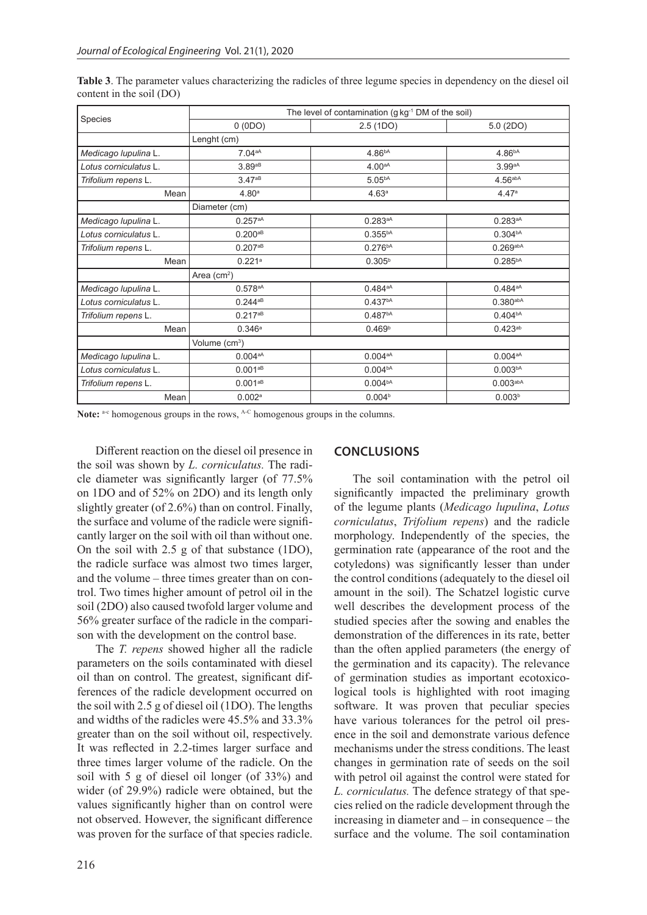**Table 3**. The parameter values characterizing the radicles of three legume species in dependency on the diesel oil content in the soil (DO)

| Species | The level of contamination (g kg$^{-1}$ DM of the soil) | | |
|---|---|---|---|
| | 0 (0DO) | 2.5 (1DO) | 5.0 (2DO) |
| | Lenght (cm) | | |
| *Medicago lupulina* L. | 7.04$^{aA}$ | 4.86$^{bA}$ | 4.86$^{bA}$ |
| *Lotus corniculatus* L. | 3.89$^{aB}$ | 4.00$^{aA}$ | 3.99$^{aA}$ |
| *Trifolium repens* L. | 3.47$^{aB}$ | 5.05$^{bA}$ | 4.56$^{abA}$ |
| Mean | 4.80$^{a}$ | 4.63$^{a}$ | 4.47$^{a}$ |
| | Diameter (cm) | | |
| *Medicago lupulina* L. | 0.257$^{aA}$ | 0.283$^{aA}$ | 0.283$^{aA}$ |
| *Lotus corniculatus* L. | 0.200$^{aB}$ | 0.355$^{bA}$ | 0.304$^{bA}$ |
| *Trifolium repens* L. | 0.207$^{aB}$ | 0.276$^{bA}$ | 0.269$^{abA}$ |
| Mean | 0.221$^{a}$ | 0.305$^{b}$ | 0.285$^{bA}$ |
| | Area (cm$^2$) | | |
| *Medicago lupulina* L. | 0.578$^{aA}$ | 0.484$^{aA}$ | 0.484$^{aA}$ |
| *Lotus corniculatus* L. | 0.244$^{aB}$ | 0.437$^{bA}$ | 0.380$^{abA}$ |
| *Trifolium repens* L. | 0.217$^{aB}$ | 0.487$^{bA}$ | 0.404$^{bA}$ |
| Mean | 0.346$^{a}$ | 0.469$^{b}$ | 0.423$^{ab}$ |
| | Volume (cm$^3$) | | |
| *Medicago lupulina* L. | 0.004$^{aA}$ | 0.004$^{aA}$ | 0.004$^{aA}$ |
| *Lotus corniculatus* L. | 0.001$^{aB}$ | 0.004$^{bA}$ | 0.003$^{bA}$ |
| *Trifolium repens* L. | 0.001$^{aB}$ | 0.004$^{bA}$ | 0.003$^{abA}$ |
| Mean | 0.002$^{a}$ | 0.004$^{b}$ | 0.003$^{b}$ |

**Note:** $^{a\text{-}c}$ homogenous groups in the rows, $^{A\text{-}C}$ homogenous groups in the columns.

Different reaction on the diesel oil presence in the soil was shown by *L. corniculatus.* The radicle diameter was significantly larger (of 77.5% on 1DO and of 52% on 2DO) and its length only slightly greater (of 2.6%) than on control. Finally, the surface and volume of the radicle were significantly larger on the soil with oil than without one. On the soil with 2.5 g of that substance (1DO), the radicle surface was almost two times larger, and the volume – three times greater than on control. Two times higher amount of petrol oil in the soil (2DO) also caused twofold larger volume and 56% greater surface of the radicle in the comparison with the development on the control base.

The *T. repens* showed higher all the radicle parameters on the soils contaminated with diesel oil than on control. The greatest, significant differences of the radicle development occurred on the soil with 2.5 g of diesel oil (1DO). The lengths and widths of the radicles were 45.5% and 33.3% greater than on the soil without oil, respectively. It was reflected in 2.2-times larger surface and three times larger volume of the radicle. On the soil with 5 g of diesel oil longer (of 33%) and wider (of 29.9%) radicle were obtained, but the values significantly higher than on control were not observed. However, the significant difference was proven for the surface of that species radicle.

## CONCLUSIONS

The soil contamination with the petrol oil significantly impacted the preliminary growth of the legume plants (*Medicago lupulina*, *Lotus corniculatus*, *Trifolium repens*) and the radicle morphology. Independently of the species, the germination rate (appearance of the root and the cotyledons) was significantly lesser than under the control conditions (adequately to the diesel oil amount in the soil). The Schatzel logistic curve well describes the development process of the studied species after the sowing and enables the demonstration of the differences in its rate, better than the often applied parameters (the energy of the germination and its capacity). The relevance of germination studies as important ecotoxicological tools is highlighted with root imaging software. It was proven that peculiar species have various tolerances for the petrol oil presence in the soil and demonstrate various defence mechanisms under the stress conditions. The least changes in germination rate of seeds on the soil with petrol oil against the control were stated for *L. corniculatus.* The defence strategy of that species relied on the radicle development through the increasing in diameter and – in consequence – the surface and the volume. The soil contamination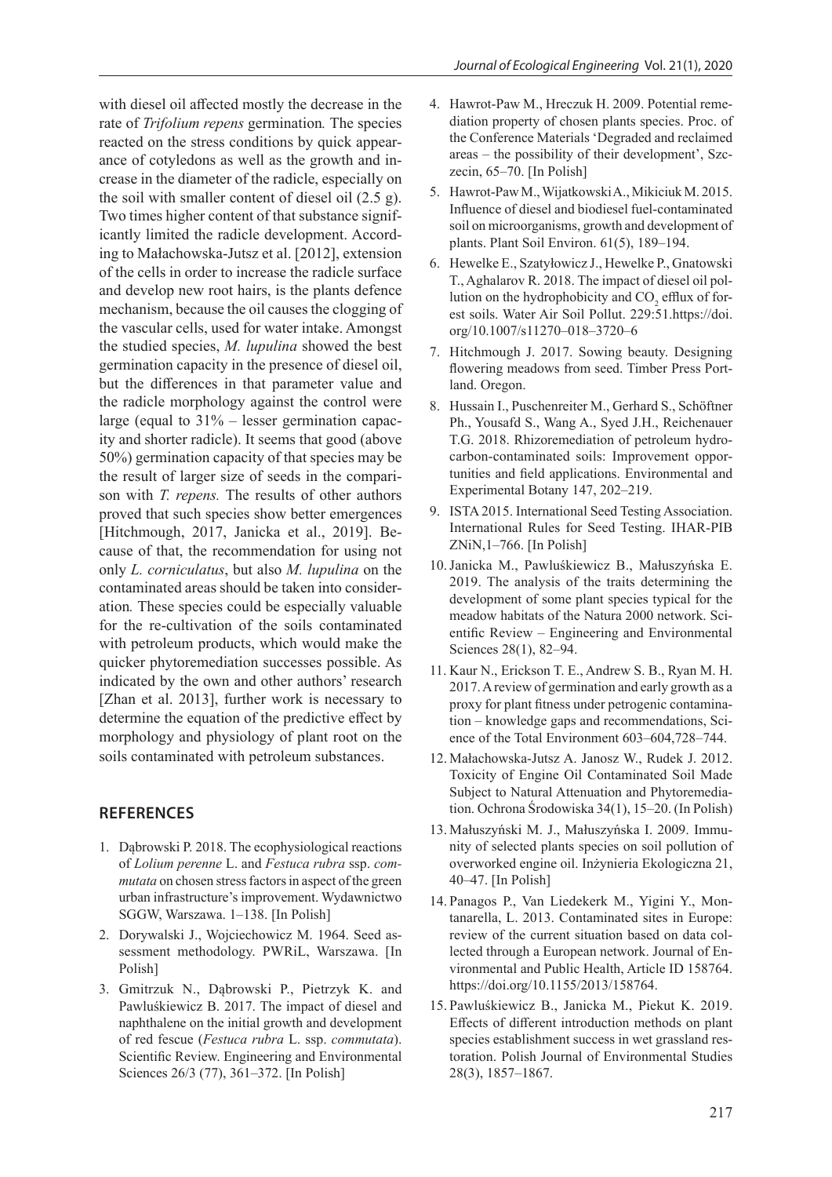with diesel oil affected mostly the decrease in the rate of *Trifolium repens* germination*.* The species reacted on the stress conditions by quick appearance of cotyledons as well as the growth and increase in the diameter of the radicle, especially on the soil with smaller content of diesel oil (2.5 g). Two times higher content of that substance significantly limited the radicle development. According to Małachowska-Jutsz et al. [2012], extension of the cells in order to increase the radicle surface and develop new root hairs, is the plants defence mechanism, because the oil causes the clogging of the vascular cells, used for water intake. Amongst the studied species, *M. lupulina* showed the best germination capacity in the presence of diesel oil, but the differences in that parameter value and the radicle morphology against the control were large (equal to 31% – lesser germination capacity and shorter radicle). It seems that good (above 50%) germination capacity of that species may be the result of larger size of seeds in the comparison with *T. repens.* The results of other authors proved that such species show better emergences [Hitchmough, 2017, Janicka et al., 2019]. Because of that, the recommendation for using not only *L. corniculatus*, but also *M. lupulina* on the contaminated areas should be taken into consideration*.* These species could be especially valuable for the re-cultivation of the soils contaminated with petroleum products, which would make the quicker phytoremediation successes possible. As indicated by the own and other authors' research [Zhan et al. 2013], further work is necessary to determine the equation of the predictive effect by morphology and physiology of plant root on the soils contaminated with petroleum substances.

## REFERENCES

1. Dąbrowski P. 2018. The ecophysiological reactions of *Lolium perenne* L. and *Festuca rubra* ssp. *commutata* on chosen stress factors in aspect of the green urban infrastructure's improvement. Wydawnictwo SGGW, Warszawa. 1–138. [In Polish]
2. Dorywalski J., Wojciechowicz M. 1964. Seed assessment methodology. PWRiL, Warszawa. [In Polish]
3. Gmitrzuk N., Dąbrowski P., Pietrzyk K. and Pawluśkiewicz B. 2017. The impact of diesel and naphthalene on the initial growth and development of red fescue (*Festuca rubra* L. ssp. *commutata*). Scientific Review. Engineering and Environmental Sciences 26/3 (77), 361–372. [In Polish]
4. Hawrot-Paw M., Hreczuk H. 2009. Potential remediation property of chosen plants species. Proc. of the Conference Materials 'Degraded and reclaimed areas – the possibility of their development', Szczecin, 65–70. [In Polish]
5. Hawrot-Paw M., Wijatkowski A., Mikiciuk M. 2015. Influence of diesel and biodiesel fuel-contaminated soil on microorganisms, growth and development of plants. Plant Soil Environ. 61(5), 189–194.
6. Hewelke E., Szatyłowicz J., Hewelke P., Gnatowski T., Aghalarov R. 2018. The impact of diesel oil pollution on the hydrophobicity and $CO_2$ efflux of forest soils. Water Air Soil Pollut. 229:51.https://doi.org/10.1007/s11270–018–3720–6
7. Hitchmough J. 2017. Sowing beauty. Designing flowering meadows from seed. Timber Press Portland. Oregon.
8. Hussain I., Puschenreiter M., Gerhard S., Schöftner Ph., Yousafd S., Wang A., Syed J.H., Reichenauer T.G. 2018. Rhizoremediation of petroleum hydrocarbon-contaminated soils: Improvement opportunities and field applications. Environmental and Experimental Botany 147, 202–219.
9. ISTA 2015. International Seed Testing Association. International Rules for Seed Testing. IHAR-PIB ZNiN,1–766. [In Polish]
10. Janicka M., Pawluśkiewicz B., Małuszyńska E. 2019. The analysis of the traits determining the development of some plant species typical for the meadow habitats of the Natura 2000 network. Scientific Review – Engineering and Environmental Sciences 28(1), 82–94.
11. Kaur N., Erickson T. E., Andrew S. B., Ryan M. H. 2017. A review of germination and early growth as a proxy for plant fitness under petrogenic contamination – knowledge gaps and recommendations, Science of the Total Environment 603–604,728–744.
12. Małachowska-Jutsz A. Janosz W., Rudek J. 2012. Toxicity of Engine Oil Contaminated Soil Made Subject to Natural Attenuation and Phytoremediation. Ochrona Środowiska 34(1), 15–20. (In Polish)
13. Małuszyński M. J., Małuszyńska I. 2009. Immunity of selected plants species on soil pollution of overworked engine oil. Inżynieria Ekologiczna 21, 40–47. [In Polish]
14. Panagos P., Van Liedekerk M., Yigini Y., Montanarella, L. 2013. Contaminated sites in Europe: review of the current situation based on data collected through a European network. Journal of Environmental and Public Health, Article ID 158764. https://doi.org/10.1155/2013/158764.
15. Pawluśkiewicz B., Janicka M., Piekut K. 2019. Effects of different introduction methods on plant species establishment success in wet grassland restoration. Polish Journal of Environmental Studies 28(3), 1857–1867.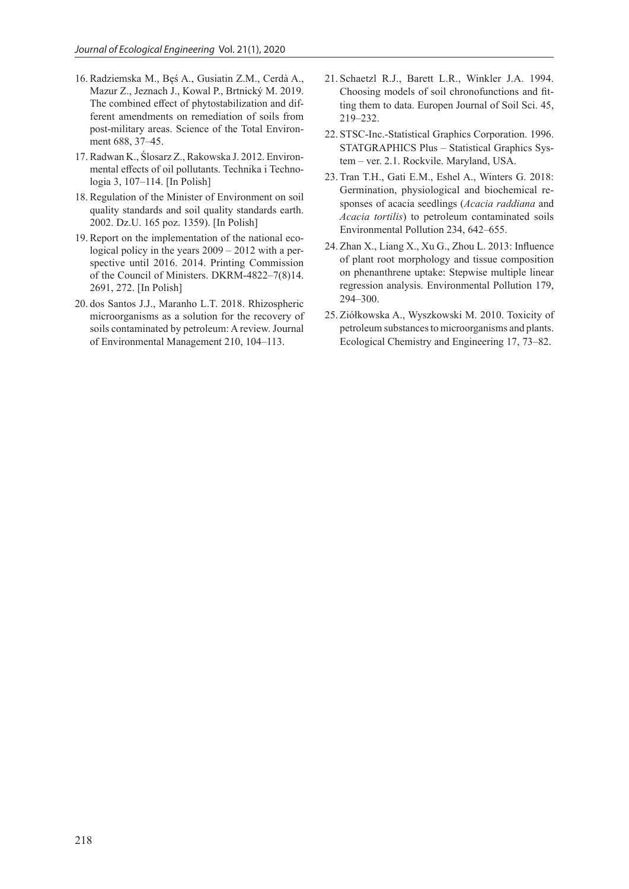16. Radziemska M., Bęś A., Gusiatin Z.M., Cerdà A., Mazur Z., Jeznach J., Kowal P., Brtnický M. 2019. The combined effect of phytostabilization and different amendments on remediation of soils from post-military areas. Science of the Total Environment 688, 37–45.
17. Radwan K., Ślosarz Z., Rakowska J. 2012. Environmental effects of oil pollutants. Technika i Technologia 3, 107–114. [In Polish]
18. Regulation of the Minister of Environment on soil quality standards and soil quality standards earth. 2002. Dz.U. 165 poz. 1359). [In Polish]
19. Report on the implementation of the national ecological policy in the years 2009 – 2012 with a perspective until 2016. 2014. Printing Commission of the Council of Ministers. DKRM-4822–7(8)14. 2691, 272. [In Polish]
20. dos Santos J.J., Maranho L.T. 2018. Rhizospheric microorganisms as a solution for the recovery of soils contaminated by petroleum: A review. Journal of Environmental Management 210, 104–113.
21. Schaetzl R.J., Barett L.R., Winkler J.A. 1994. Choosing models of soil chronofunctions and fitting them to data. Europen Journal of Soil Sci. 45, 219–232.
22. STSC-Inc.-Statistical Graphics Corporation. 1996. STATGRAPHICS Plus – Statistical Graphics System – ver. 2.1. Rockvile. Maryland, USA.
23. Tran T.H., Gati E.M., Eshel A., Winters G. 2018: Germination, physiological and biochemical responses of acacia seedlings (*Acacia raddiana* and *Acacia tortilis*) to petroleum contaminated soils Environmental Pollution 234, 642–655.
24. Zhan X., Liang X., Xu G., Zhou L. 2013: Influence of plant root morphology and tissue composition on phenanthrene uptake: Stepwise multiple linear regression analysis. Environmental Pollution 179, 294–300.
25. Ziółkowska A., Wyszkowski M. 2010. Toxicity of petroleum substances to microorganisms and plants. Ecological Chemistry and Engineering 17, 73–82.